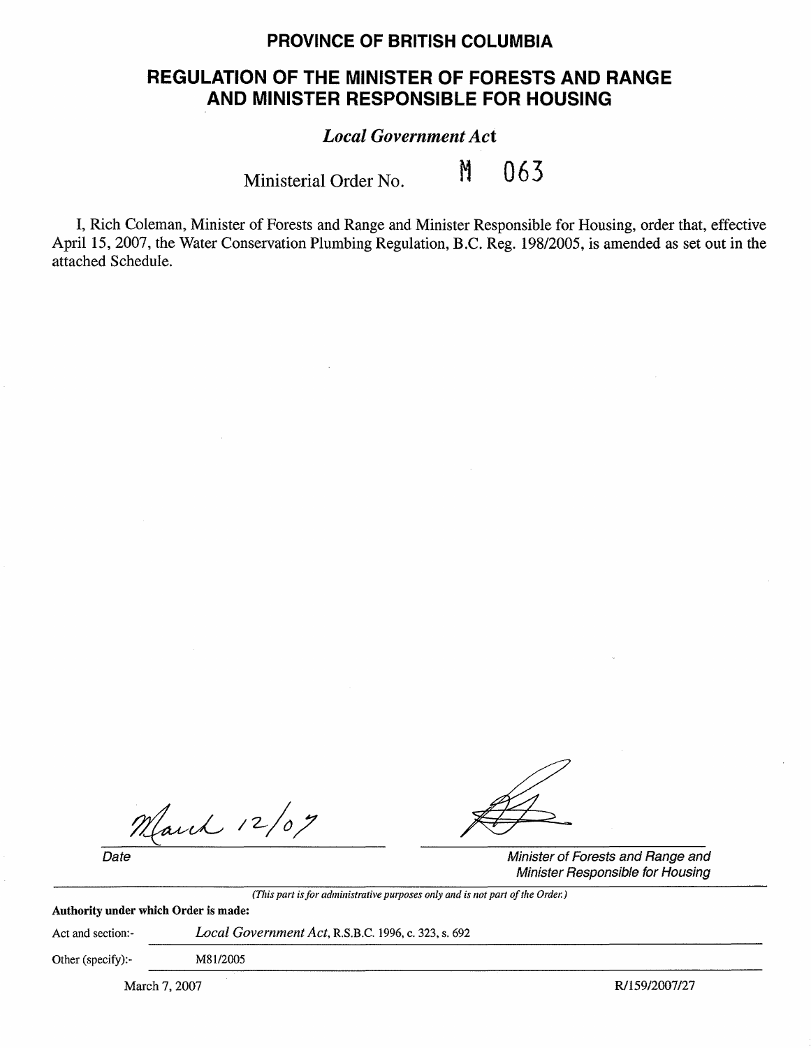# PROVINCE OF BRITISH COLUMBIA

## REGULATION OF THE MINISTER OF FORESTS AND RANGE AND MINISTER RESPONSIBLE FOR HOUSING

### *Local Government Act*

Ministerial Order No. M 063

I, Rich Coleman, Minister of Forests and Range and Minister Responsible for Housing, order that, effective April 15, 2007, the Water Conservation Plumbing Regulation, B.C. Reg. 198/2005, is amended as set out in the attached Schedule.

March 12/07

*Date*

*Minister of Forests and Range and Minister Responsible for Housing*

*(This part is for administrative purposes only and is not part of the Order.)*

**Authority under which Order is made:**

Act and section:- *Local Government Act*, R.S.B.C. 1996, c. 323, s. 692

Other (specify):- M81/2005

March 7, 2007

R/159/2007/27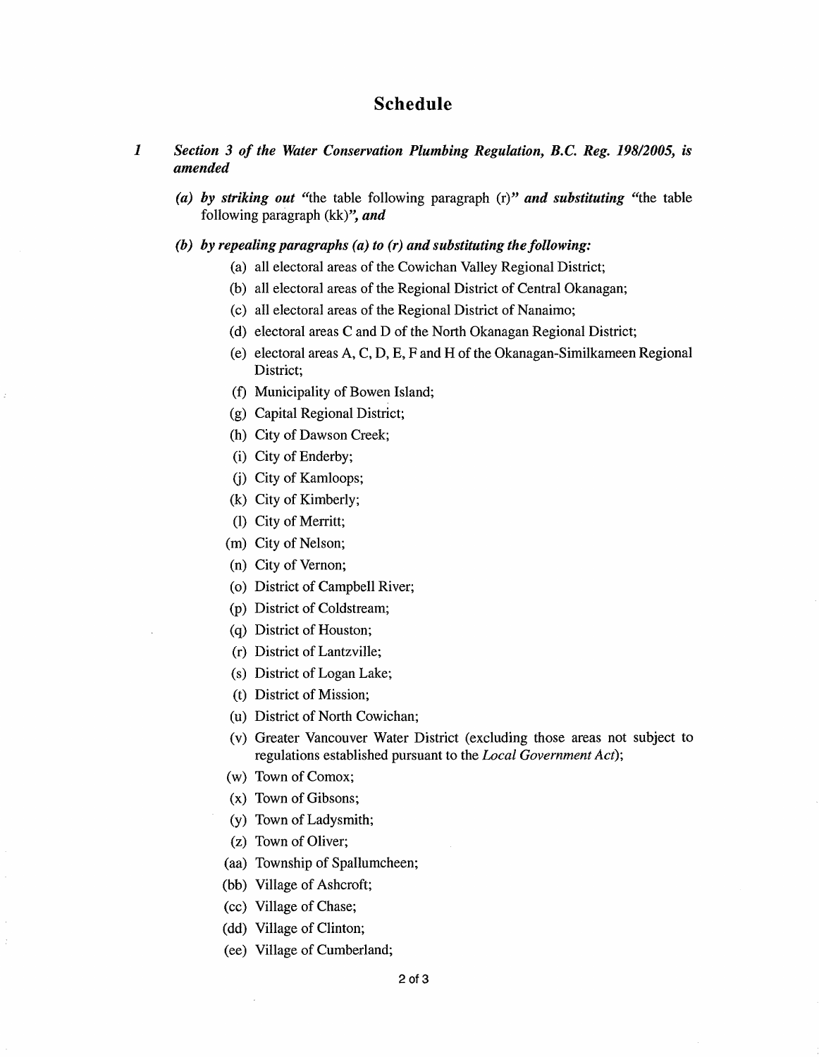# Schedule

**1** ***Section 3 of the Water Conservation Plumbing Regulation, B.C. Reg. 198/2005, is amended***

(a) ***by striking out*** "the table following paragraph (r)" ***and substituting*** "the table following paragraph (kk)", ***and***

(b) ***by repealing paragraphs (a) to (r) and substituting the following:***

(a) all electoral areas of the Cowichan Valley Regional District;

(b) all electoral areas of the Regional District of Central Okanagan;

(c) all electoral areas of the Regional District of Nanaimo;

(d) electoral areas C and D of the North Okanagan Regional District;

(e) electoral areas A, C, D, E, F and H of the Okanagan-Similkameen Regional District;

(f) Municipality of Bowen Island;

(g) Capital Regional District;

(h) City of Dawson Creek;

(i) City of Enderby;

(j) City of Kamloops;

(k) City of Kimberly;

(l) City of Merritt;

(m) City of Nelson;

(n) City of Vernon;

(o) District of Campbell River;

(p) District of Coldstream;

(q) District of Houston;

(r) District of Lantzville;

(s) District of Logan Lake;

(t) District of Mission;

(u) District of North Cowichan;

(v) Greater Vancouver Water District (excluding those areas not subject to regulations established pursuant to the *Local Government Act*);

(w) Town of Comox;

(x) Town of Gibsons;

(y) Town of Ladysmith;

(z) Town of Oliver;

(aa) Township of Spallumcheen;

(bb) Village of Ashcroft;

(cc) Village of Chase;

(dd) Village of Clinton;

(ee) Village of Cumberland;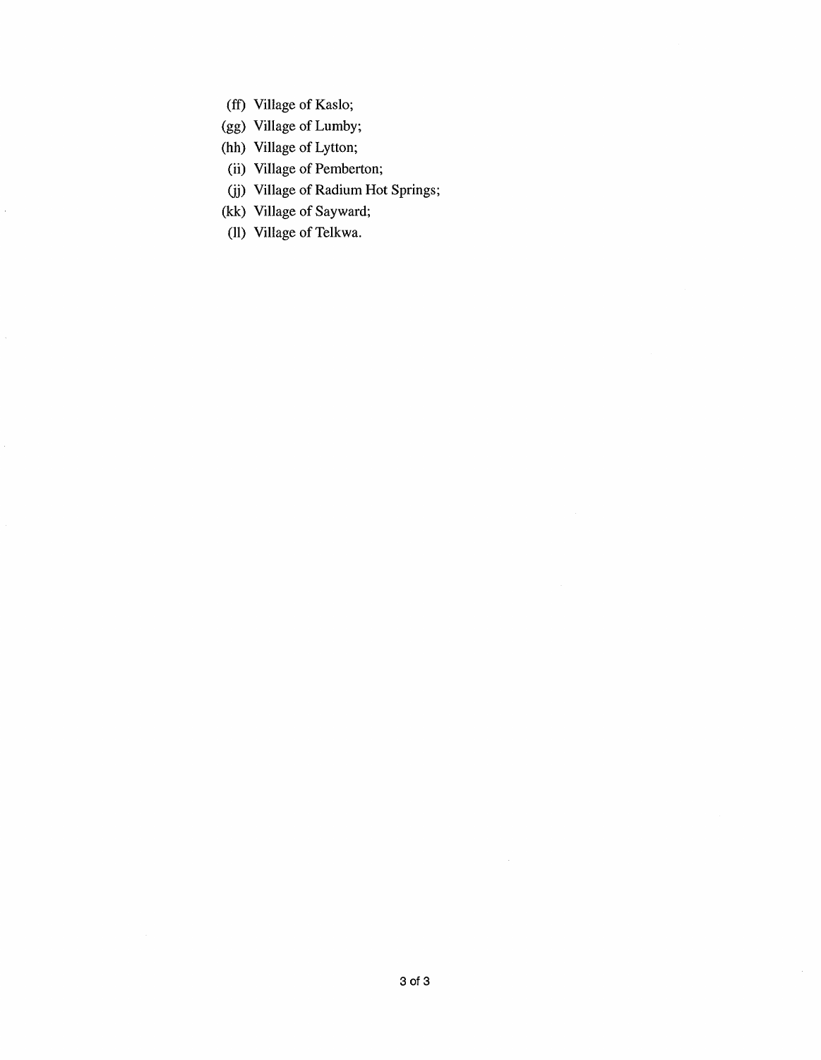(ff) Village of Kaslo;

(gg) Village of Lumby;

(hh) Village of Lytton;

(ii) Village of Pemberton;

(jj) Village of Radium Hot Springs;

(kk) Village of Sayward;

(ll) Village of Telkwa.